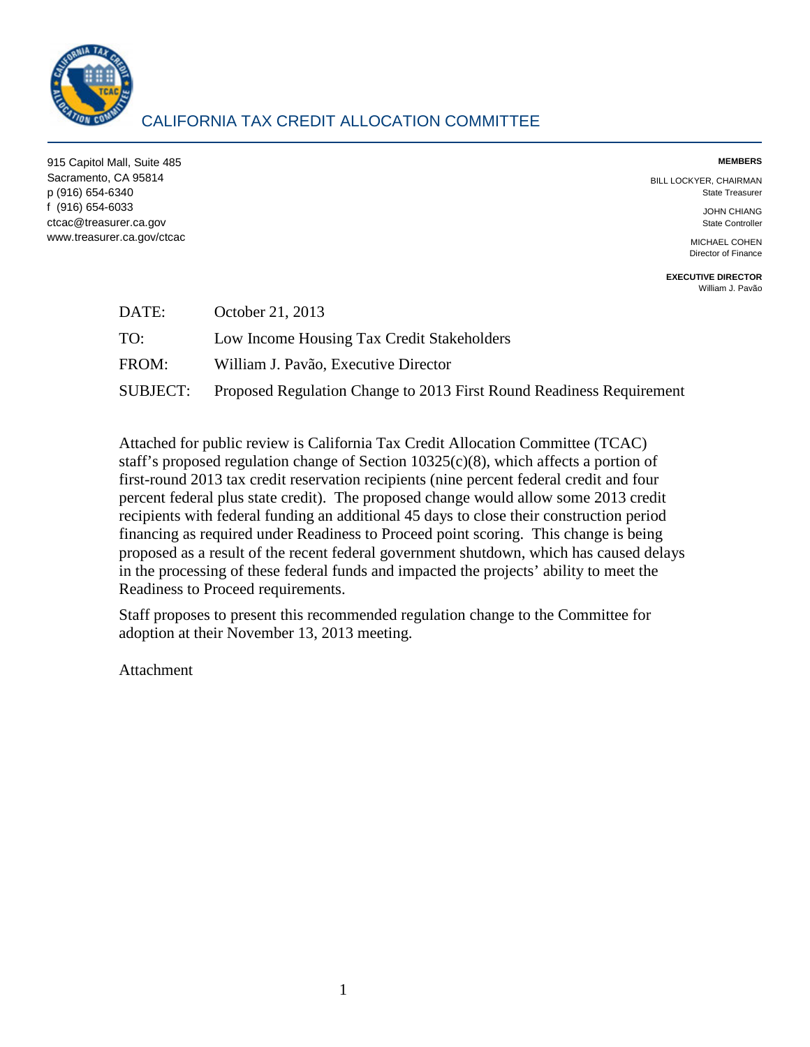# CALIFORNIA TAX CREDIT ALLOCATION COMMITTEE

915 Capitol Mall, Suite 485
Sacramento, CA 95814
p (916) 654-6340
f (916) 654-6033
ctcac@treasurer.ca.gov
www.treasurer.ca.gov/ctcac

**MEMBERS**

BILL LOCKYER, CHAIRMAN
State Treasurer

JOHN CHIANG
State Controller

MICHAEL COHEN
Director of Finance

**EXECUTIVE DIRECTOR**
William J. Pavão

DATE: October 21, 2013

TO: Low Income Housing Tax Credit Stakeholders

FROM: William J. Pavão, Executive Director

SUBJECT: Proposed Regulation Change to 2013 First Round Readiness Requirement

Attached for public review is California Tax Credit Allocation Committee (TCAC) staff's proposed regulation change of Section 10325(c)(8), which affects a portion of first-round 2013 tax credit reservation recipients (nine percent federal credit and four percent federal plus state credit). The proposed change would allow some 2013 credit recipients with federal funding an additional 45 days to close their construction period financing as required under Readiness to Proceed point scoring. This change is being proposed as a result of the recent federal government shutdown, which has caused delays in the processing of these federal funds and impacted the projects' ability to meet the Readiness to Proceed requirements.

Staff proposes to present this recommended regulation change to the Committee for adoption at their November 13, 2013 meeting.

Attachment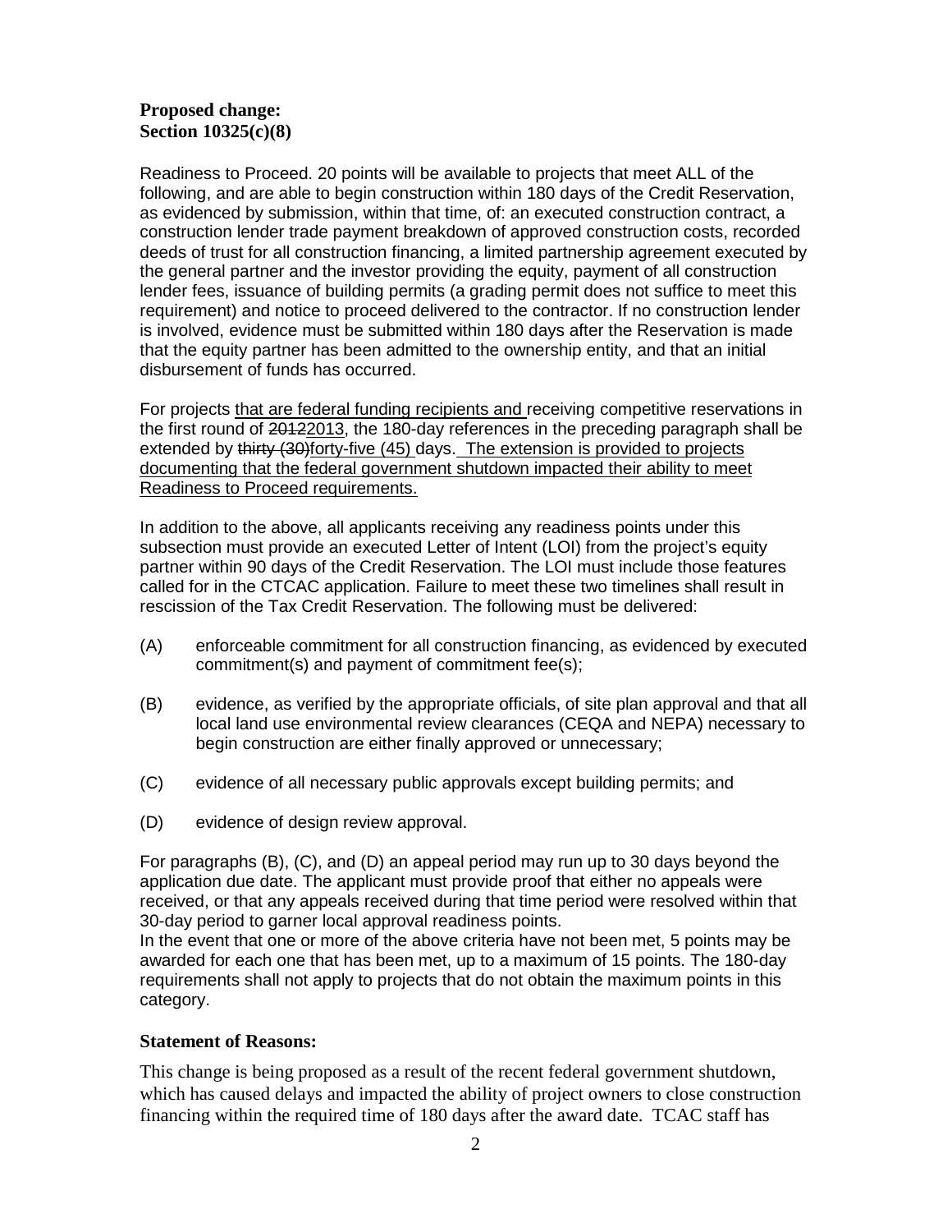**Proposed change:**
**Section 10325(c)(8)**

Readiness to Proceed. 20 points will be available to projects that meet ALL of the following, and are able to begin construction within 180 days of the Credit Reservation, as evidenced by submission, within that time, of: an executed construction contract, a construction lender trade payment breakdown of approved construction costs, recorded deeds of trust for all construction financing, a limited partnership agreement executed by the general partner and the investor providing the equity, payment of all construction lender fees, issuance of building permits (a grading permit does not suffice to meet this requirement) and notice to proceed delivered to the contractor. If no construction lender is involved, evidence must be submitted within 180 days after the Reservation is made that the equity partner has been admitted to the ownership entity, and that an initial disbursement of funds has occurred.

For projects <u>that are federal funding recipients and</u> receiving competitive reservations in the first round of ~~2012~~<u>2013</u>, the 180-day references in the preceding paragraph shall be extended by ~~thirty (30)~~<u>forty-five (45)</u> days. <u>The extension is provided to projects documenting that the federal government shutdown impacted their ability to meet Readiness to Proceed requirements.</u>

In addition to the above, all applicants receiving any readiness points under this subsection must provide an executed Letter of Intent (LOI) from the project's equity partner within 90 days of the Credit Reservation. The LOI must include those features called for in the CTCAC application. Failure to meet these two timelines shall result in rescission of the Tax Credit Reservation. The following must be delivered:

(A) enforceable commitment for all construction financing, as evidenced by executed commitment(s) and payment of commitment fee(s);

(B) evidence, as verified by the appropriate officials, of site plan approval and that all local land use environmental review clearances (CEQA and NEPA) necessary to begin construction are either finally approved or unnecessary;

(C) evidence of all necessary public approvals except building permits; and

(D) evidence of design review approval.

For paragraphs (B), (C), and (D) an appeal period may run up to 30 days beyond the application due date. The applicant must provide proof that either no appeals were received, or that any appeals received during that time period were resolved within that 30-day period to garner local approval readiness points.
In the event that one or more of the above criteria have not been met, 5 points may be awarded for each one that has been met, up to a maximum of 15 points. The 180-day requirements shall not apply to projects that do not obtain the maximum points in this category.

**Statement of Reasons:**

This change is being proposed as a result of the recent federal government shutdown, which has caused delays and impacted the ability of project owners to close construction financing within the required time of 180 days after the award date. TCAC staff has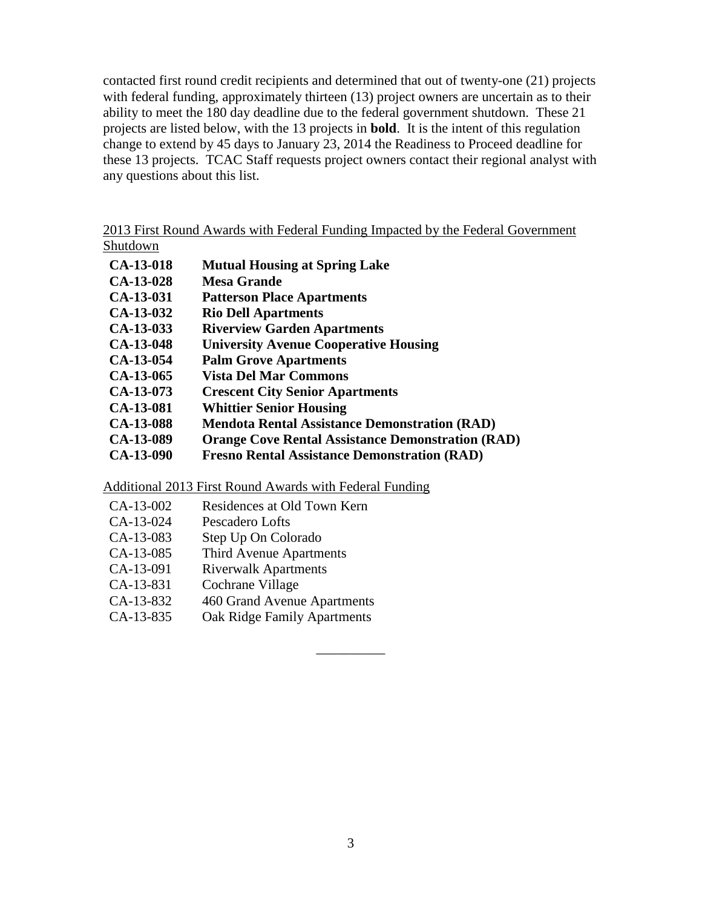contacted first round credit recipients and determined that out of twenty-one (21) projects with federal funding, approximately thirteen (13) project owners are uncertain as to their ability to meet the 180 day deadline due to the federal government shutdown. These 21 projects are listed below, with the 13 projects in **bold**. It is the intent of this regulation change to extend by 45 days to January 23, 2014 the Readiness to Proceed deadline for these 13 projects. TCAC Staff requests project owners contact their regional analyst with any questions about this list.

<u>2013 First Round Awards with Federal Funding Impacted by the Federal Government Shutdown</u>

| | |
|---|---|
| **CA-13-018** | **Mutual Housing at Spring Lake** |
| **CA-13-028** | **Mesa Grande** |
| **CA-13-031** | **Patterson Place Apartments** |
| **CA-13-032** | **Rio Dell Apartments** |
| **CA-13-033** | **Riverview Garden Apartments** |
| **CA-13-048** | **University Avenue Cooperative Housing** |
| **CA-13-054** | **Palm Grove Apartments** |
| **CA-13-065** | **Vista Del Mar Commons** |
| **CA-13-073** | **Crescent City Senior Apartments** |
| **CA-13-081** | **Whittier Senior Housing** |
| **CA-13-088** | **Mendota Rental Assistance Demonstration (RAD)** |
| **CA-13-089** | **Orange Cove Rental Assistance Demonstration (RAD)** |
| **CA-13-090** | **Fresno Rental Assistance Demonstration (RAD)** |

<u>Additional 2013 First Round Awards with Federal Funding</u>

| | |
|---|---|
| CA-13-002 | Residences at Old Town Kern |
| CA-13-024 | Pescadero Lofts |
| CA-13-083 | Step Up On Colorado |
| CA-13-085 | Third Avenue Apartments |
| CA-13-091 | Riverwalk Apartments |
| CA-13-831 | Cochrane Village |
| CA-13-832 | 460 Grand Avenue Apartments |
| CA-13-835 | Oak Ridge Family Apartments |

__________